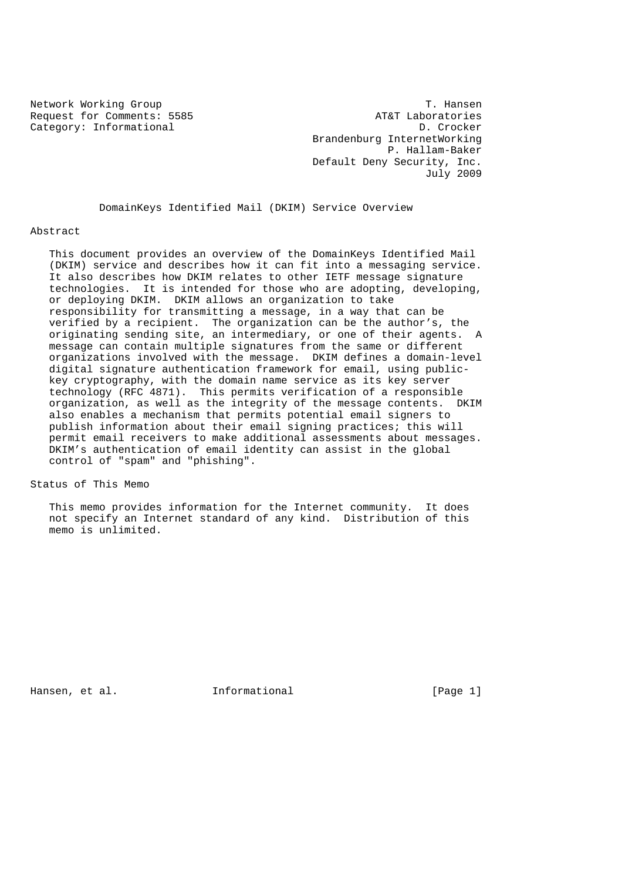Network Working Group T. Hansen
Request for Comments: 5585 AT&T Laboratories
Category: Informational D. Crocker
Brandenburg InternetWorking
P. Hallam-Baker
Default Deny Security, Inc.
July 2009

# DomainKeys Identified Mail (DKIM) Service Overview

## Abstract

This document provides an overview of the DomainKeys Identified Mail (DKIM) service and describes how it can fit into a messaging service. It also describes how DKIM relates to other IETF message signature technologies. It is intended for those who are adopting, developing, or deploying DKIM. DKIM allows an organization to take responsibility for transmitting a message, in a way that can be verified by a recipient. The organization can be the author's, the originating sending site, an intermediary, or one of their agents. A message can contain multiple signatures from the same or different organizations involved with the message. DKIM defines a domain-level digital signature authentication framework for email, using public-key cryptography, with the domain name service as its key server technology (RFC 4871). This permits verification of a responsible organization, as well as the integrity of the message contents. DKIM also enables a mechanism that permits potential email signers to publish information about their email signing practices; this will permit email receivers to make additional assessments about messages. DKIM's authentication of email identity can assist in the global control of "spam" and "phishing".

## Status of This Memo

This memo provides information for the Internet community. It does not specify an Internet standard of any kind. Distribution of this memo is unlimited.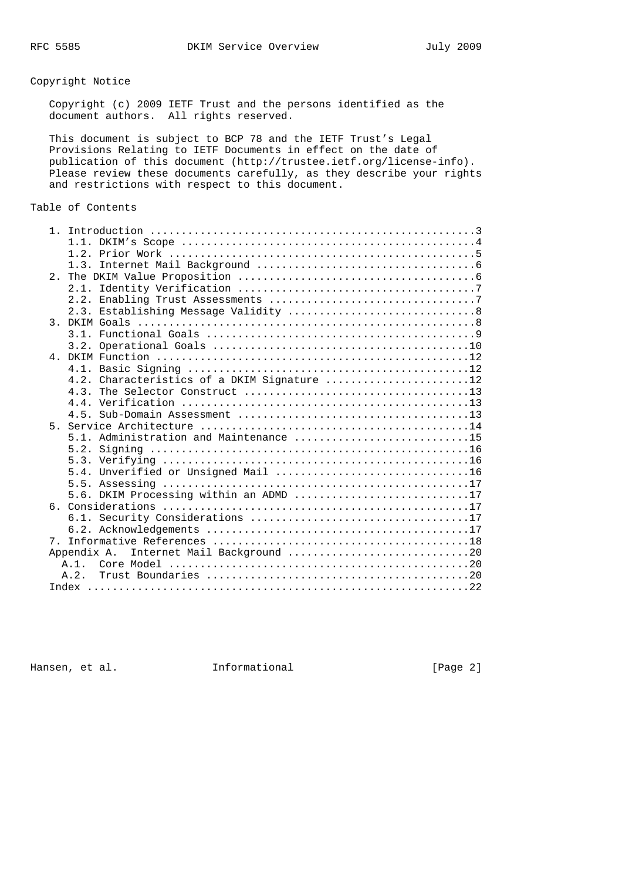## Copyright Notice

Copyright (c) 2009 IETF Trust and the persons identified as the document authors. All rights reserved.

This document is subject to BCP 78 and the IETF Trust's Legal Provisions Relating to IETF Documents in effect on the date of publication of this document (http://trustee.ietf.org/license-info). Please review these documents carefully, as they describe your rights and restrictions with respect to this document.

## Table of Contents

```
   1. Introduction ....................................................3
      1.1. DKIM's Scope ...............................................4
      1.2. Prior Work .................................................5
      1.3. Internet Mail Background ...................................6
   2. The DKIM Value Proposition ......................................6
      2.1. Identity Verification ......................................7
      2.2. Enabling Trust Assessments .................................7
      2.3. Establishing Message Validity ..............................8
   3. DKIM Goals ......................................................8
      3.1. Functional Goals ...........................................9
      3.2. Operational Goals .........................................10
   4. DKIM Function ..................................................12
      4.1. Basic Signing .............................................12
      4.2. Characteristics of a DKIM Signature .......................12
      4.3. The Selector Construct ....................................13
      4.4. Verification ..............................................13
      4.5. Sub-Domain Assessment .....................................13
   5. Service Architecture ...........................................14
      5.1. Administration and Maintenance ............................15
      5.2. Signing ...................................................16
      5.3. Verifying .................................................16
      5.4. Unverified or Unsigned Mail ...............................16
      5.5. Assessing .................................................17
      5.6. DKIM Processing within an ADMD ............................17
   6. Considerations .................................................17
      6.1. Security Considerations ...................................17
      6.2. Acknowledgements ..........................................17
   7. Informative References .........................................18
   Appendix A.  Internet Mail Background .............................20
     A.1.  Core Model ................................................20
     A.2.  Trust Boundaries ..........................................20
   Index .............................................................22
```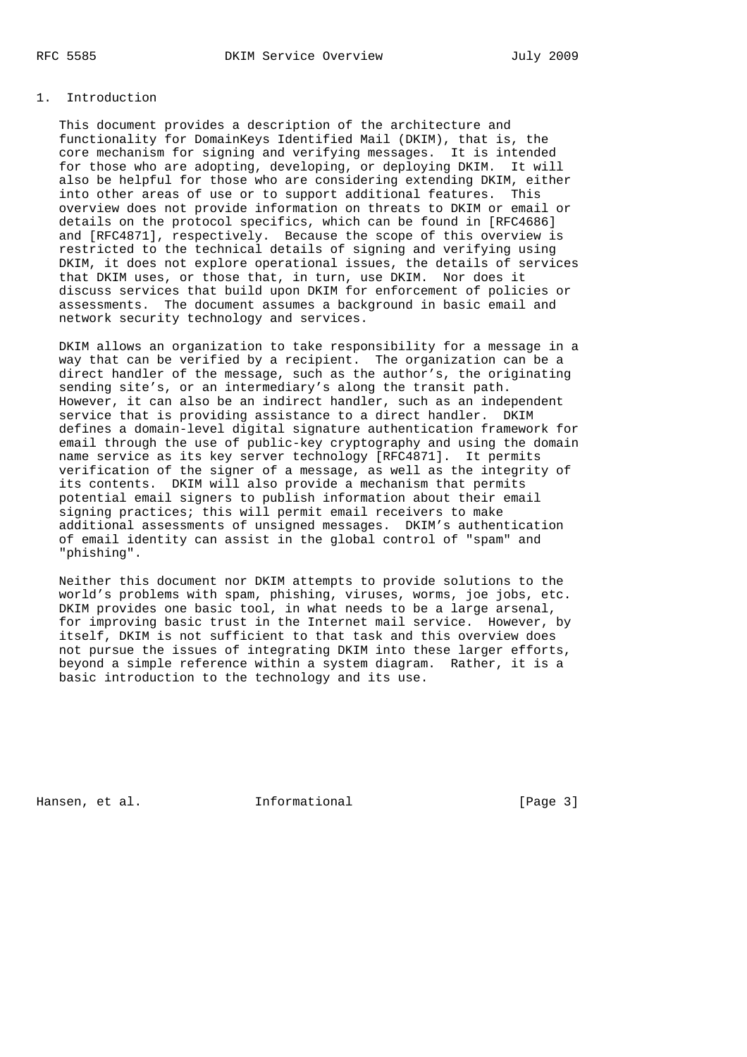## 1. Introduction

This document provides a description of the architecture and functionality for DomainKeys Identified Mail (DKIM), that is, the core mechanism for signing and verifying messages. It is intended for those who are adopting, developing, or deploying DKIM. It will also be helpful for those who are considering extending DKIM, either into other areas of use or to support additional features. This overview does not provide information on threats to DKIM or email or details on the protocol specifics, which can be found in [RFC4686] and [RFC4871], respectively. Because the scope of this overview is restricted to the technical details of signing and verifying using DKIM, it does not explore operational issues, the details of services that DKIM uses, or those that, in turn, use DKIM. Nor does it discuss services that build upon DKIM for enforcement of policies or assessments. The document assumes a background in basic email and network security technology and services.

DKIM allows an organization to take responsibility for a message in a way that can be verified by a recipient. The organization can be a direct handler of the message, such as the author's, the originating sending site's, or an intermediary's along the transit path. However, it can also be an indirect handler, such as an independent service that is providing assistance to a direct handler. DKIM defines a domain-level digital signature authentication framework for email through the use of public-key cryptography and using the domain name service as its key server technology [RFC4871]. It permits verification of the signer of a message, as well as the integrity of its contents. DKIM will also provide a mechanism that permits potential email signers to publish information about their email signing practices; this will permit email receivers to make additional assessments of unsigned messages. DKIM's authentication of email identity can assist in the global control of "spam" and "phishing".

Neither this document nor DKIM attempts to provide solutions to the world's problems with spam, phishing, viruses, worms, joe jobs, etc. DKIM provides one basic tool, in what needs to be a large arsenal, for improving basic trust in the Internet mail service. However, by itself, DKIM is not sufficient to that task and this overview does not pursue the issues of integrating DKIM into these larger efforts, beyond a simple reference within a system diagram. Rather, it is a basic introduction to the technology and its use.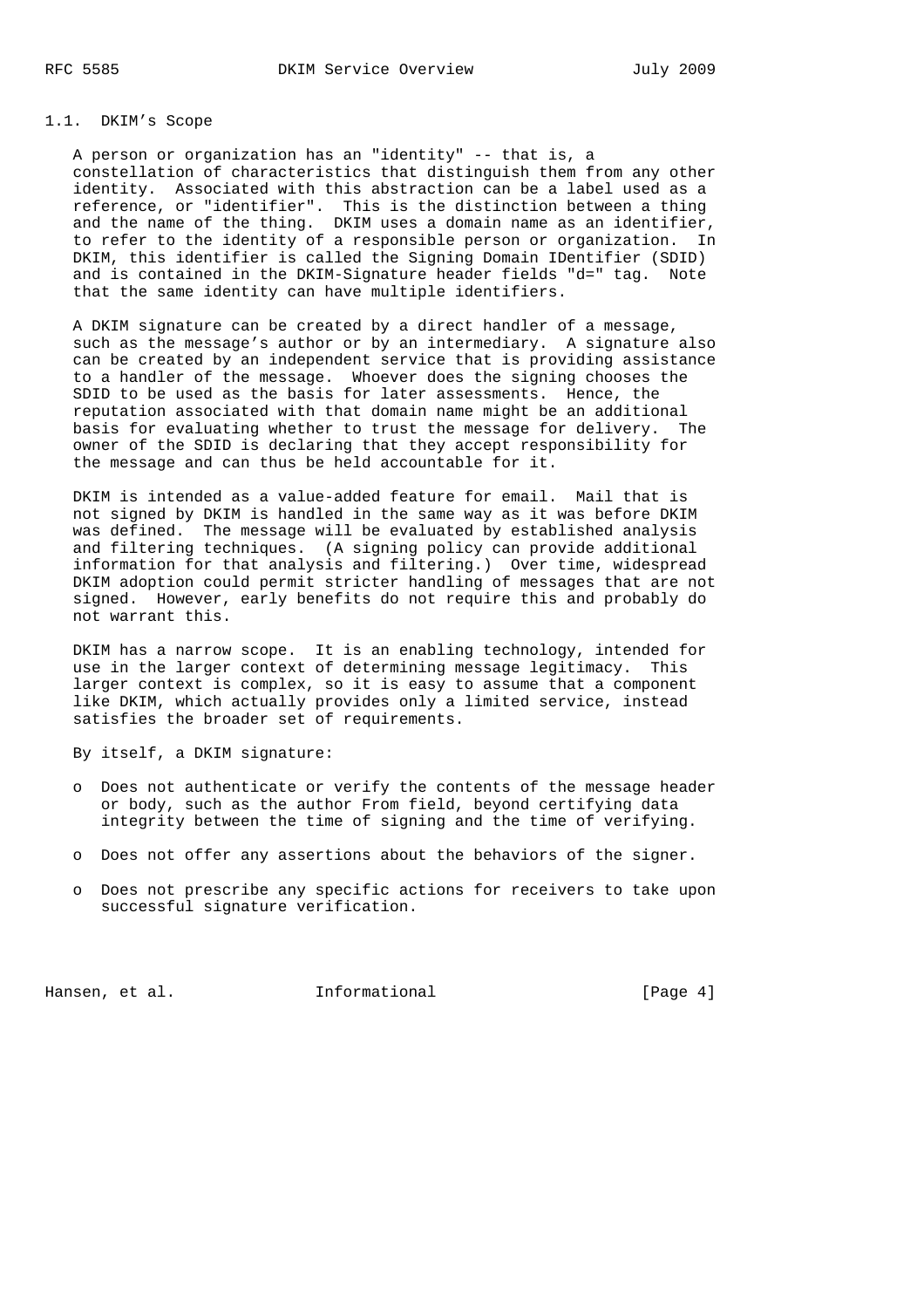## 1.1. DKIM's Scope

A person or organization has an "identity" -- that is, a constellation of characteristics that distinguish them from any other identity. Associated with this abstraction can be a label used as a reference, or "identifier". This is the distinction between a thing and the name of the thing. DKIM uses a domain name as an identifier, to refer to the identity of a responsible person or organization. In DKIM, this identifier is called the Signing Domain IDentifier (SDID) and is contained in the DKIM-Signature header fields "d=" tag. Note that the same identity can have multiple identifiers.

A DKIM signature can be created by a direct handler of a message, such as the message's author or by an intermediary. A signature also can be created by an independent service that is providing assistance to a handler of the message. Whoever does the signing chooses the SDID to be used as the basis for later assessments. Hence, the reputation associated with that domain name might be an additional basis for evaluating whether to trust the message for delivery. The owner of the SDID is declaring that they accept responsibility for the message and can thus be held accountable for it.

DKIM is intended as a value-added feature for email. Mail that is not signed by DKIM is handled in the same way as it was before DKIM was defined. The message will be evaluated by established analysis and filtering techniques. (A signing policy can provide additional information for that analysis and filtering.) Over time, widespread DKIM adoption could permit stricter handling of messages that are not signed. However, early benefits do not require this and probably do not warrant this.

DKIM has a narrow scope. It is an enabling technology, intended for use in the larger context of determining message legitimacy. This larger context is complex, so it is easy to assume that a component like DKIM, which actually provides only a limited service, instead satisfies the broader set of requirements.

By itself, a DKIM signature:

- Does not authenticate or verify the contents of the message header or body, such as the author From field, beyond certifying data integrity between the time of signing and the time of verifying.
- Does not offer any assertions about the behaviors of the signer.
- Does not prescribe any specific actions for receivers to take upon successful signature verification.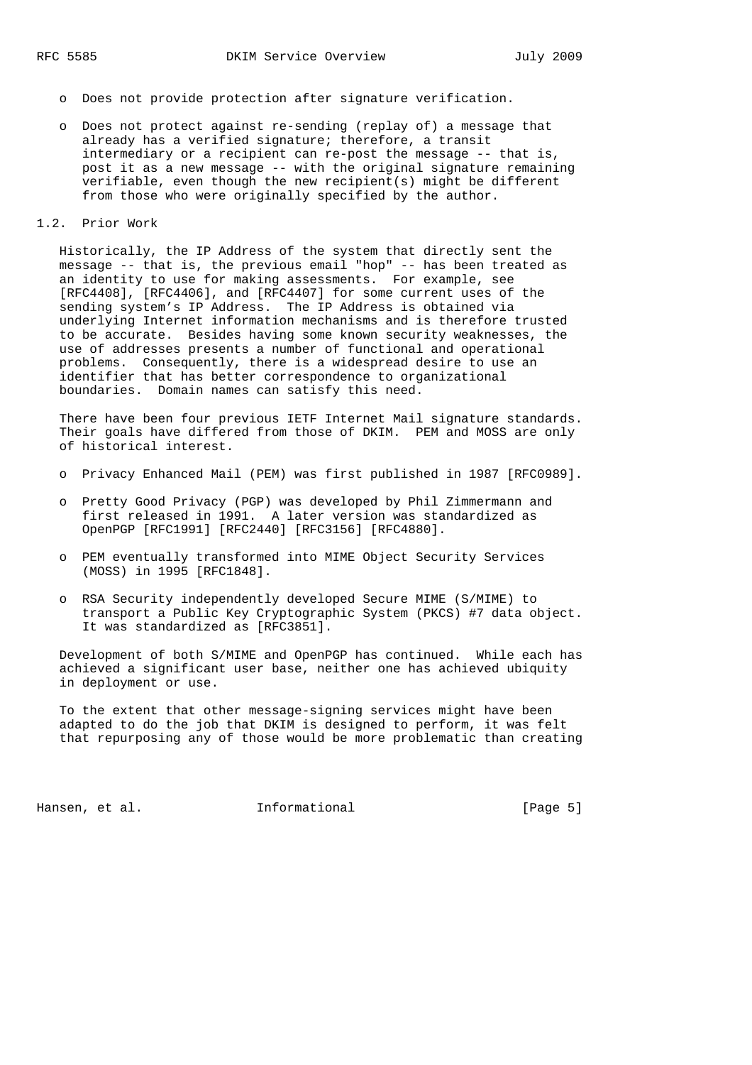- Does not provide protection after signature verification.

- Does not protect against re-sending (replay of) a message that already has a verified signature; therefore, a transit intermediary or a recipient can re-post the message -- that is, post it as a new message -- with the original signature remaining verifiable, even though the new recipient(s) might be different from those who were originally specified by the author.

## 1.2. Prior Work

Historically, the IP Address of the system that directly sent the message -- that is, the previous email "hop" -- has been treated as an identity to use for making assessments. For example, see [RFC4408], [RFC4406], and [RFC4407] for some current uses of the sending system's IP Address. The IP Address is obtained via underlying Internet information mechanisms and is therefore trusted to be accurate. Besides having some known security weaknesses, the use of addresses presents a number of functional and operational problems. Consequently, there is a widespread desire to use an identifier that has better correspondence to organizational boundaries. Domain names can satisfy this need.

There have been four previous IETF Internet Mail signature standards. Their goals have differed from those of DKIM. PEM and MOSS are only of historical interest.

- Privacy Enhanced Mail (PEM) was first published in 1987 [RFC0989].

- Pretty Good Privacy (PGP) was developed by Phil Zimmermann and first released in 1991. A later version was standardized as OpenPGP [RFC1991] [RFC2440] [RFC3156] [RFC4880].

- PEM eventually transformed into MIME Object Security Services (MOSS) in 1995 [RFC1848].

- RSA Security independently developed Secure MIME (S/MIME) to transport a Public Key Cryptographic System (PKCS) #7 data object. It was standardized as [RFC3851].

Development of both S/MIME and OpenPGP has continued. While each has achieved a significant user base, neither one has achieved ubiquity in deployment or use.

To the extent that other message-signing services might have been adapted to do the job that DKIM is designed to perform, it was felt that repurposing any of those would be more problematic than creating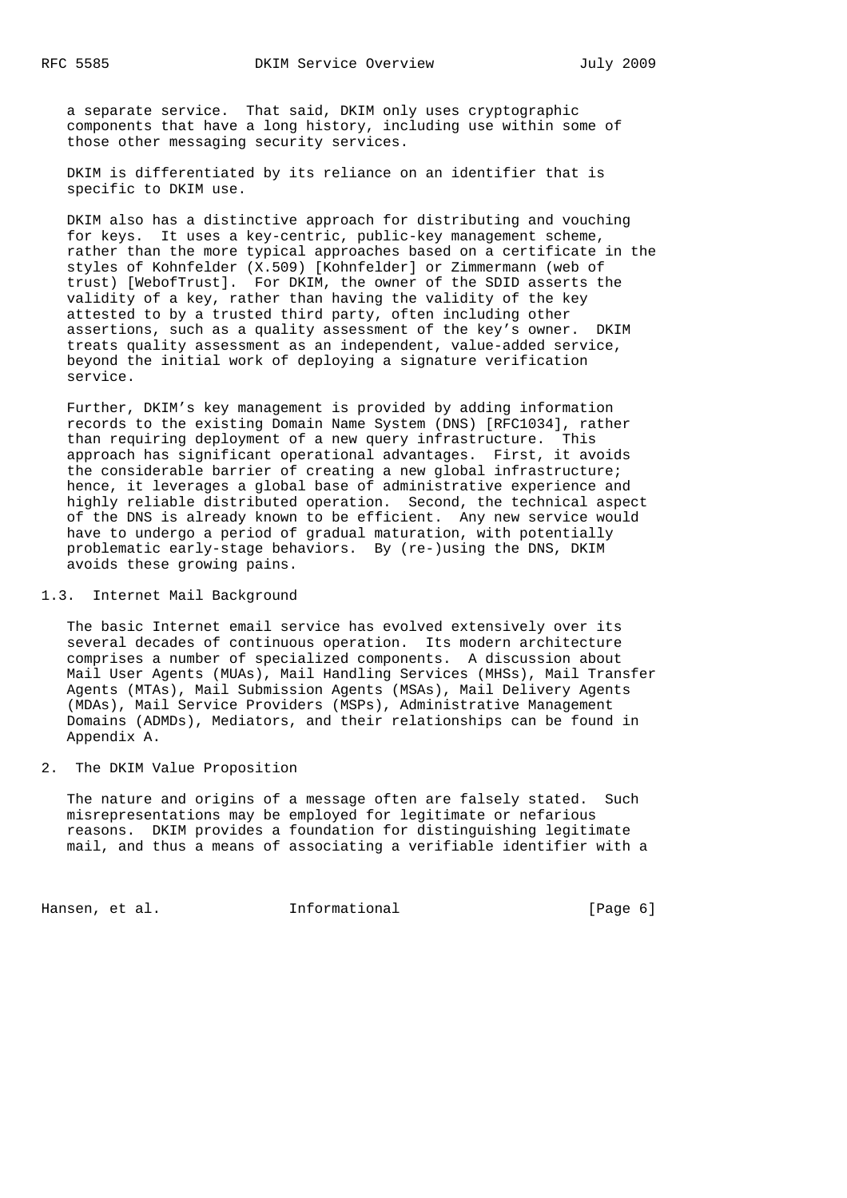a separate service. That said, DKIM only uses cryptographic components that have a long history, including use within some of those other messaging security services.

DKIM is differentiated by its reliance on an identifier that is specific to DKIM use.

DKIM also has a distinctive approach for distributing and vouching for keys. It uses a key-centric, public-key management scheme, rather than the more typical approaches based on a certificate in the styles of Kohnfelder (X.509) [Kohnfelder] or Zimmermann (web of trust) [WebofTrust]. For DKIM, the owner of the SDID asserts the validity of a key, rather than having the validity of the key attested to by a trusted third party, often including other assertions, such as a quality assessment of the key's owner. DKIM treats quality assessment as an independent, value-added service, beyond the initial work of deploying a signature verification service.

Further, DKIM's key management is provided by adding information records to the existing Domain Name System (DNS) [RFC1034], rather than requiring deployment of a new query infrastructure. This approach has significant operational advantages. First, it avoids the considerable barrier of creating a new global infrastructure; hence, it leverages a global base of administrative experience and highly reliable distributed operation. Second, the technical aspect of the DNS is already known to be efficient. Any new service would have to undergo a period of gradual maturation, with potentially problematic early-stage behaviors. By (re-)using the DNS, DKIM avoids these growing pains.

### 1.3. Internet Mail Background

The basic Internet email service has evolved extensively over its several decades of continuous operation. Its modern architecture comprises a number of specialized components. A discussion about Mail User Agents (MUAs), Mail Handling Services (MHSs), Mail Transfer Agents (MTAs), Mail Submission Agents (MSAs), Mail Delivery Agents (MDAs), Mail Service Providers (MSPs), Administrative Management Domains (ADMDs), Mediators, and their relationships can be found in Appendix A.

## 2. The DKIM Value Proposition

The nature and origins of a message often are falsely stated. Such misrepresentations may be employed for legitimate or nefarious reasons. DKIM provides a foundation for distinguishing legitimate mail, and thus a means of associating a verifiable identifier with a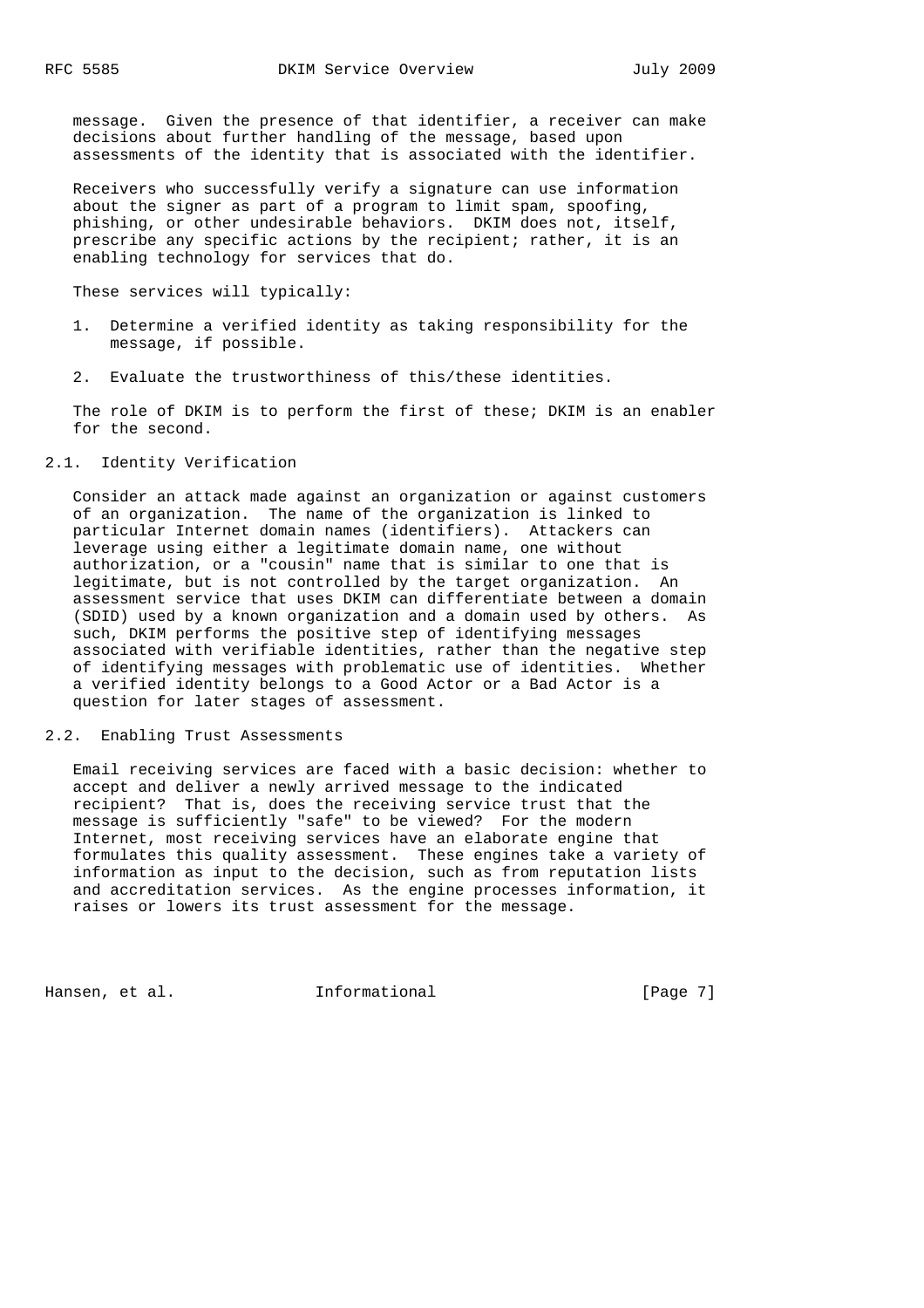message. Given the presence of that identifier, a receiver can make decisions about further handling of the message, based upon assessments of the identity that is associated with the identifier.

Receivers who successfully verify a signature can use information about the signer as part of a program to limit spam, spoofing, phishing, or other undesirable behaviors. DKIM does not, itself, prescribe any specific actions by the recipient; rather, it is an enabling technology for services that do.

These services will typically:

1. Determine a verified identity as taking responsibility for the message, if possible.

2. Evaluate the trustworthiness of this/these identities.

The role of DKIM is to perform the first of these; DKIM is an enabler for the second.

## 2.1. Identity Verification

Consider an attack made against an organization or against customers of an organization. The name of the organization is linked to particular Internet domain names (identifiers). Attackers can leverage using either a legitimate domain name, one without authorization, or a "cousin" name that is similar to one that is legitimate, but is not controlled by the target organization. An assessment service that uses DKIM can differentiate between a domain (SDID) used by a known organization and a domain used by others. As such, DKIM performs the positive step of identifying messages associated with verifiable identities, rather than the negative step of identifying messages with problematic use of identities. Whether a verified identity belongs to a Good Actor or a Bad Actor is a question for later stages of assessment.

## 2.2. Enabling Trust Assessments

Email receiving services are faced with a basic decision: whether to accept and deliver a newly arrived message to the indicated recipient? That is, does the receiving service trust that the message is sufficiently "safe" to be viewed? For the modern Internet, most receiving services have an elaborate engine that formulates this quality assessment. These engines take a variety of information as input to the decision, such as from reputation lists and accreditation services. As the engine processes information, it raises or lowers its trust assessment for the message.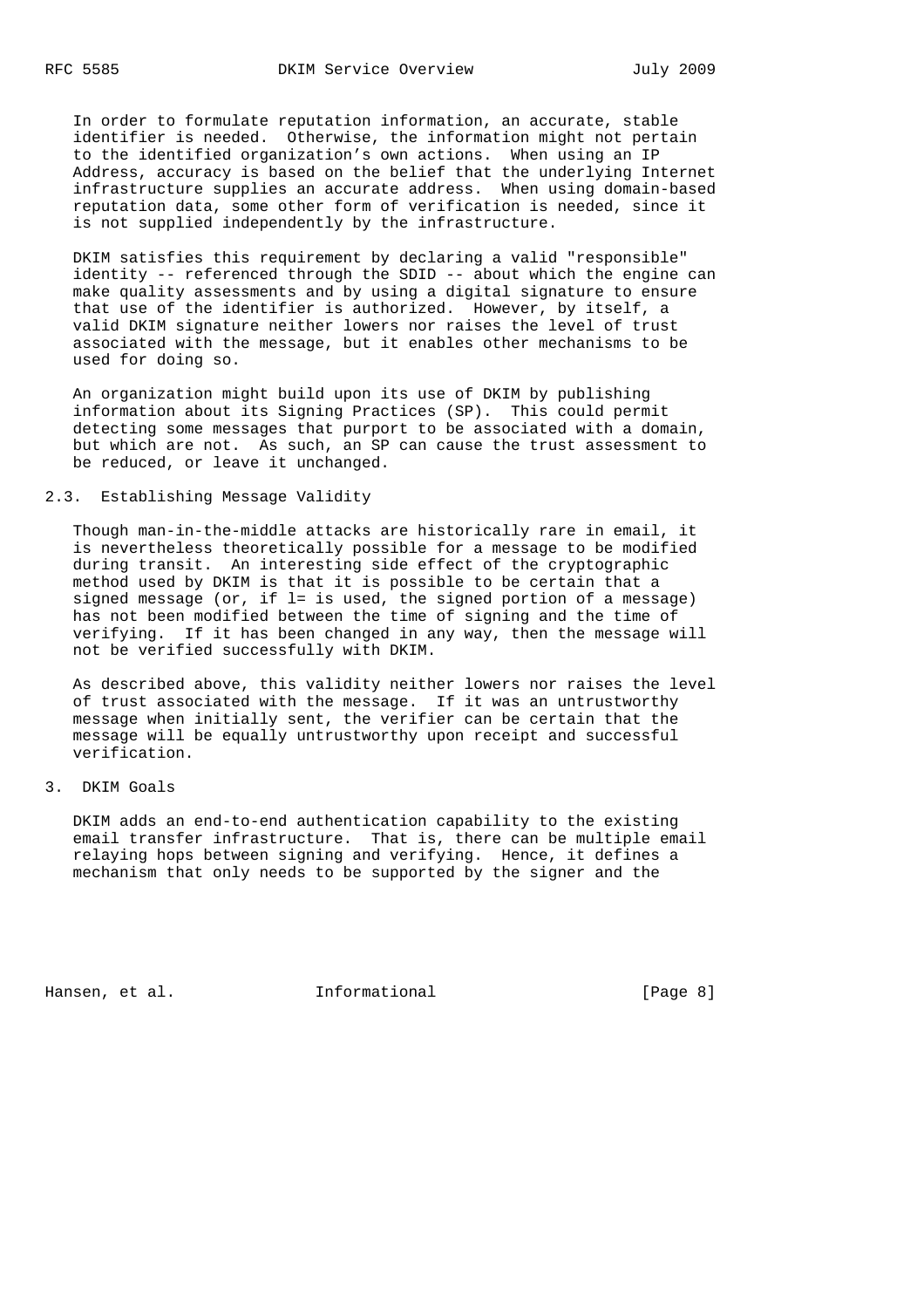In order to formulate reputation information, an accurate, stable identifier is needed. Otherwise, the information might not pertain to the identified organization's own actions. When using an IP Address, accuracy is based on the belief that the underlying Internet infrastructure supplies an accurate address. When using domain-based reputation data, some other form of verification is needed, since it is not supplied independently by the infrastructure.

DKIM satisfies this requirement by declaring a valid "responsible" identity -- referenced through the SDID -- about which the engine can make quality assessments and by using a digital signature to ensure that use of the identifier is authorized. However, by itself, a valid DKIM signature neither lowers nor raises the level of trust associated with the message, but it enables other mechanisms to be used for doing so.

An organization might build upon its use of DKIM by publishing information about its Signing Practices (SP). This could permit detecting some messages that purport to be associated with a domain, but which are not. As such, an SP can cause the trust assessment to be reduced, or leave it unchanged.

### 2.3. Establishing Message Validity

Though man-in-the-middle attacks are historically rare in email, it is nevertheless theoretically possible for a message to be modified during transit. An interesting side effect of the cryptographic method used by DKIM is that it is possible to be certain that a signed message (or, if l= is used, the signed portion of a message) has not been modified between the time of signing and the time of verifying. If it has been changed in any way, then the message will not be verified successfully with DKIM.

As described above, this validity neither lowers nor raises the level of trust associated with the message. If it was an untrustworthy message when initially sent, the verifier can be certain that the message will be equally untrustworthy upon receipt and successful verification.

## 3. DKIM Goals

DKIM adds an end-to-end authentication capability to the existing email transfer infrastructure. That is, there can be multiple email relaying hops between signing and verifying. Hence, it defines a mechanism that only needs to be supported by the signer and the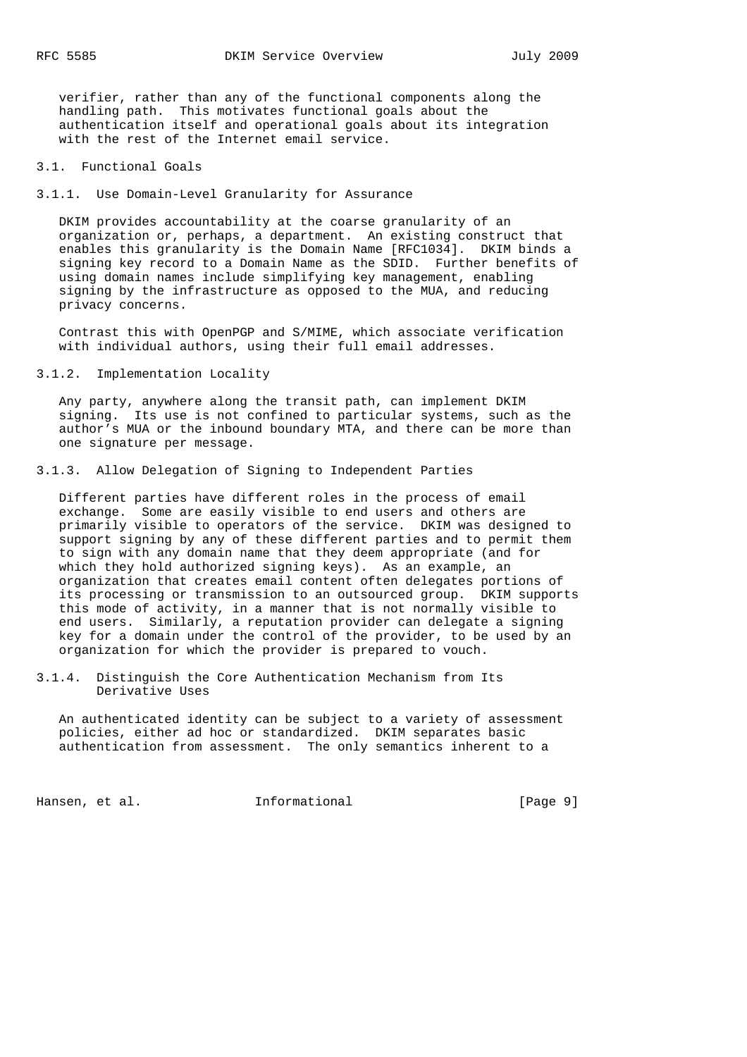verifier, rather than any of the functional components along the handling path. This motivates functional goals about the authentication itself and operational goals about its integration with the rest of the Internet email service.

## 3.1. Functional Goals

### 3.1.1. Use Domain-Level Granularity for Assurance

DKIM provides accountability at the coarse granularity of an organization or, perhaps, a department. An existing construct that enables this granularity is the Domain Name [RFC1034]. DKIM binds a signing key record to a Domain Name as the SDID. Further benefits of using domain names include simplifying key management, enabling signing by the infrastructure as opposed to the MUA, and reducing privacy concerns.

Contrast this with OpenPGP and S/MIME, which associate verification with individual authors, using their full email addresses.

### 3.1.2. Implementation Locality

Any party, anywhere along the transit path, can implement DKIM signing. Its use is not confined to particular systems, such as the author's MUA or the inbound boundary MTA, and there can be more than one signature per message.

### 3.1.3. Allow Delegation of Signing to Independent Parties

Different parties have different roles in the process of email exchange. Some are easily visible to end users and others are primarily visible to operators of the service. DKIM was designed to support signing by any of these different parties and to permit them to sign with any domain name that they deem appropriate (and for which they hold authorized signing keys). As an example, an organization that creates email content often delegates portions of its processing or transmission to an outsourced group. DKIM supports this mode of activity, in a manner that is not normally visible to end users. Similarly, a reputation provider can delegate a signing key for a domain under the control of the provider, to be used by an organization for which the provider is prepared to vouch.

### 3.1.4. Distinguish the Core Authentication Mechanism from Its Derivative Uses

An authenticated identity can be subject to a variety of assessment policies, either ad hoc or standardized. DKIM separates basic authentication from assessment. The only semantics inherent to a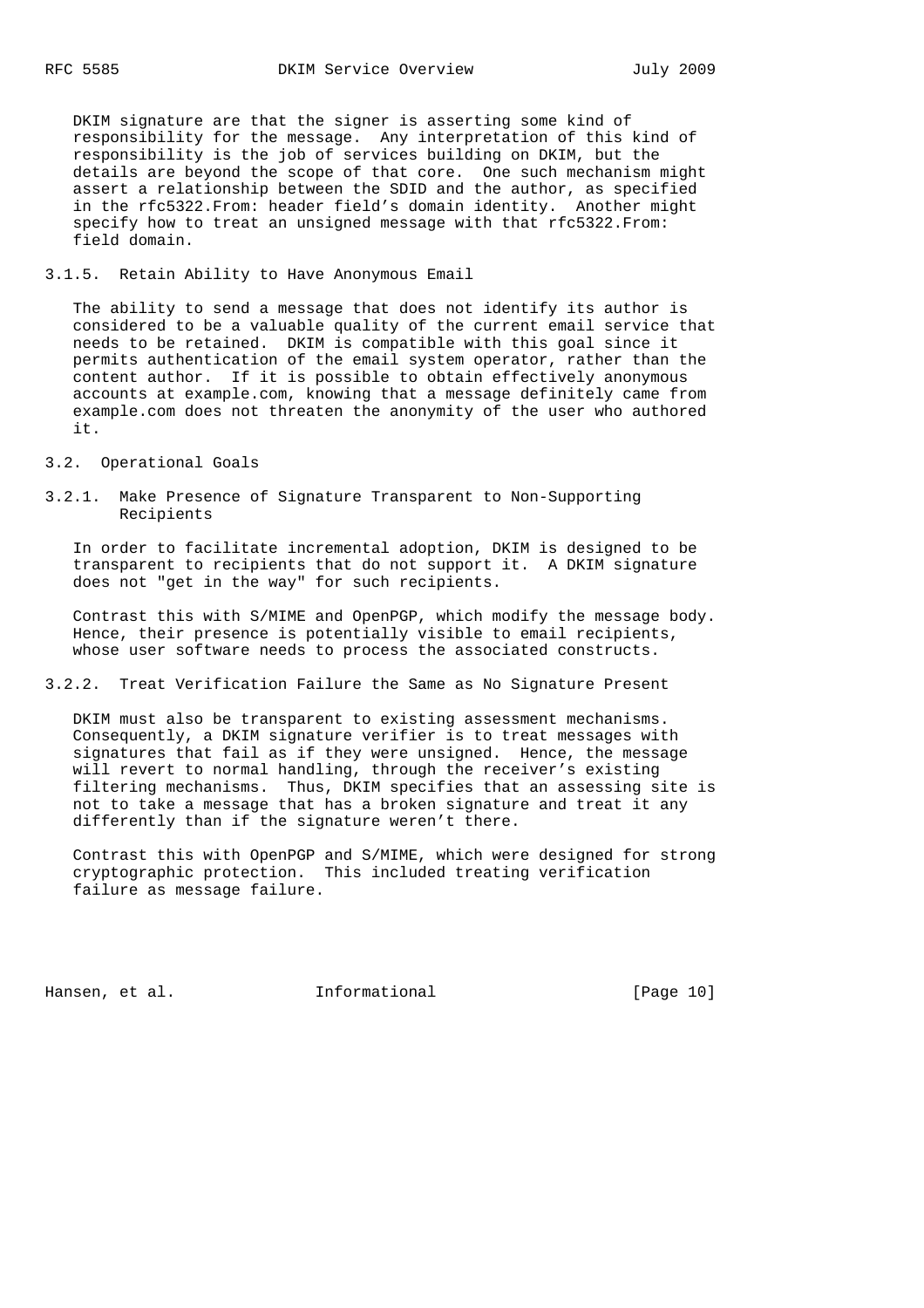DKIM signature are that the signer is asserting some kind of responsibility for the message. Any interpretation of this kind of responsibility is the job of services building on DKIM, but the details are beyond the scope of that core. One such mechanism might assert a relationship between the SDID and the author, as specified in the rfc5322.From: header field's domain identity. Another might specify how to treat an unsigned message with that rfc5322.From: field domain.

#### 3.1.5. Retain Ability to Have Anonymous Email

The ability to send a message that does not identify its author is considered to be a valuable quality of the current email service that needs to be retained. DKIM is compatible with this goal since it permits authentication of the email system operator, rather than the content author. If it is possible to obtain effectively anonymous accounts at example.com, knowing that a message definitely came from example.com does not threaten the anonymity of the user who authored it.

### 3.2. Operational Goals

#### 3.2.1. Make Presence of Signature Transparent to Non-Supporting Recipients

In order to facilitate incremental adoption, DKIM is designed to be transparent to recipients that do not support it. A DKIM signature does not "get in the way" for such recipients.

Contrast this with S/MIME and OpenPGP, which modify the message body. Hence, their presence is potentially visible to email recipients, whose user software needs to process the associated constructs.

#### 3.2.2. Treat Verification Failure the Same as No Signature Present

DKIM must also be transparent to existing assessment mechanisms. Consequently, a DKIM signature verifier is to treat messages with signatures that fail as if they were unsigned. Hence, the message will revert to normal handling, through the receiver's existing filtering mechanisms. Thus, DKIM specifies that an assessing site is not to take a message that has a broken signature and treat it any differently than if the signature weren't there.

Contrast this with OpenPGP and S/MIME, which were designed for strong cryptographic protection. This included treating verification failure as message failure.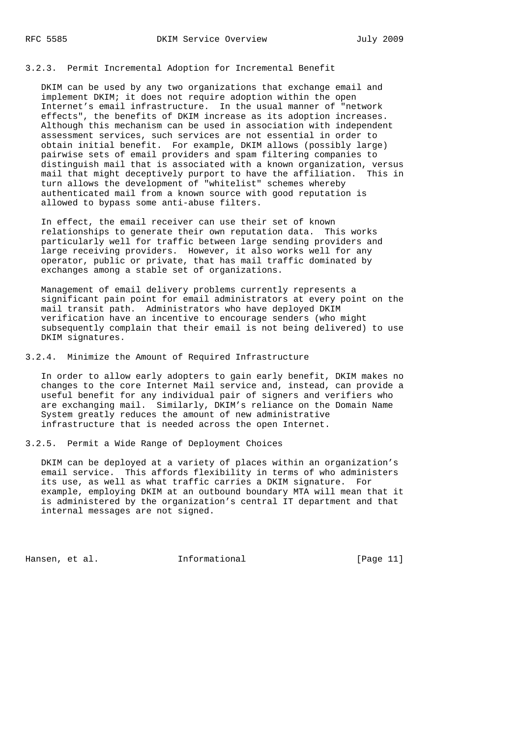### 3.2.3. Permit Incremental Adoption for Incremental Benefit

DKIM can be used by any two organizations that exchange email and implement DKIM; it does not require adoption within the open Internet's email infrastructure. In the usual manner of "network effects", the benefits of DKIM increase as its adoption increases. Although this mechanism can be used in association with independent assessment services, such services are not essential in order to obtain initial benefit. For example, DKIM allows (possibly large) pairwise sets of email providers and spam filtering companies to distinguish mail that is associated with a known organization, versus mail that might deceptively purport to have the affiliation. This in turn allows the development of "whitelist" schemes whereby authenticated mail from a known source with good reputation is allowed to bypass some anti-abuse filters.

In effect, the email receiver can use their set of known relationships to generate their own reputation data. This works particularly well for traffic between large sending providers and large receiving providers. However, it also works well for any operator, public or private, that has mail traffic dominated by exchanges among a stable set of organizations.

Management of email delivery problems currently represents a significant pain point for email administrators at every point on the mail transit path. Administrators who have deployed DKIM verification have an incentive to encourage senders (who might subsequently complain that their email is not being delivered) to use DKIM signatures.

### 3.2.4. Minimize the Amount of Required Infrastructure

In order to allow early adopters to gain early benefit, DKIM makes no changes to the core Internet Mail service and, instead, can provide a useful benefit for any individual pair of signers and verifiers who are exchanging mail. Similarly, DKIM's reliance on the Domain Name System greatly reduces the amount of new administrative infrastructure that is needed across the open Internet.

### 3.2.5. Permit a Wide Range of Deployment Choices

DKIM can be deployed at a variety of places within an organization's email service. This affords flexibility in terms of who administers its use, as well as what traffic carries a DKIM signature. For example, employing DKIM at an outbound boundary MTA will mean that it is administered by the organization's central IT department and that internal messages are not signed.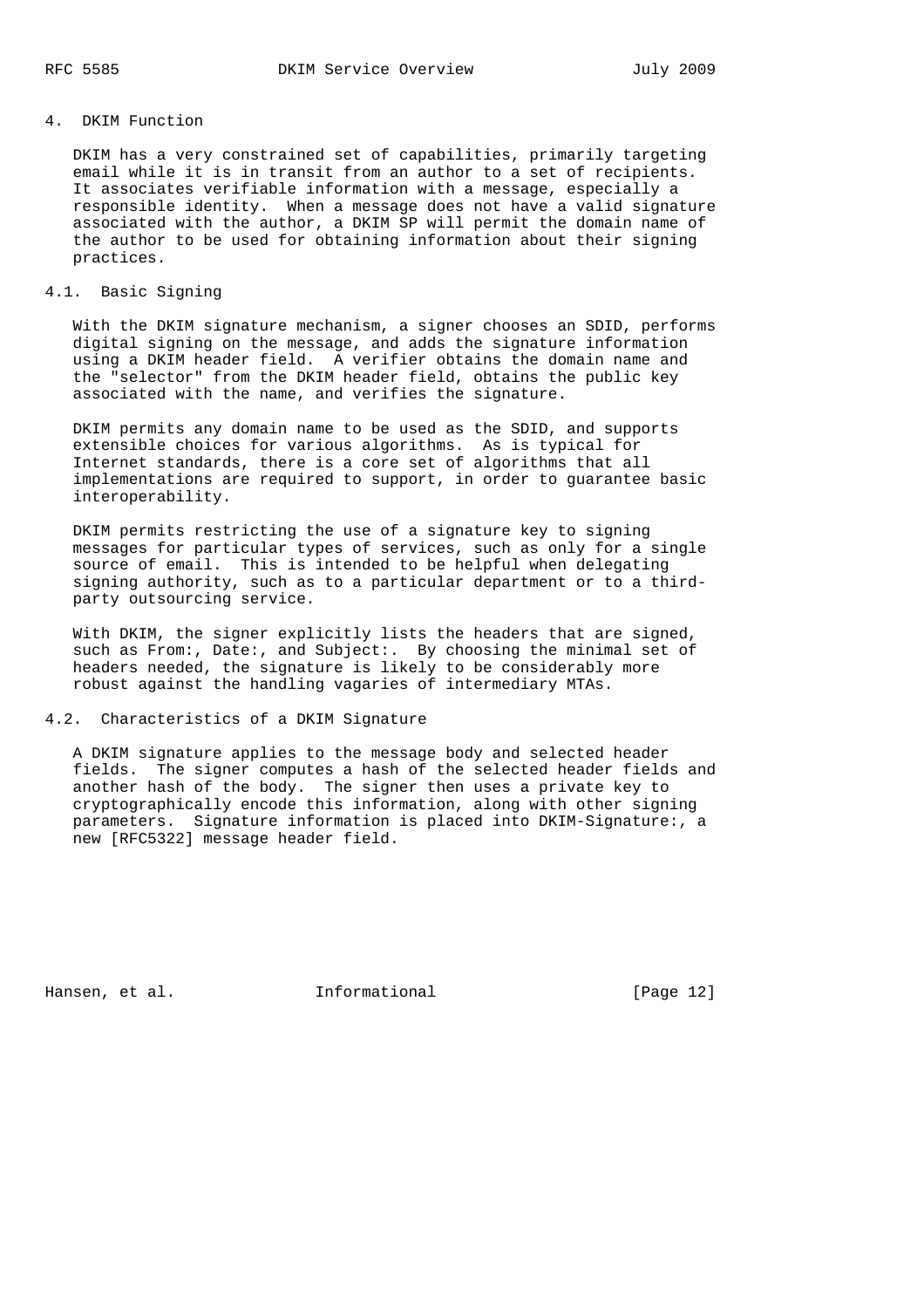## 4. DKIM Function

DKIM has a very constrained set of capabilities, primarily targeting email while it is in transit from an author to a set of recipients. It associates verifiable information with a message, especially a responsible identity. When a message does not have a valid signature associated with the author, a DKIM SP will permit the domain name of the author to be used for obtaining information about their signing practices.

### 4.1. Basic Signing

With the DKIM signature mechanism, a signer chooses an SDID, performs digital signing on the message, and adds the signature information using a DKIM header field. A verifier obtains the domain name and the "selector" from the DKIM header field, obtains the public key associated with the name, and verifies the signature.

DKIM permits any domain name to be used as the SDID, and supports extensible choices for various algorithms. As is typical for Internet standards, there is a core set of algorithms that all implementations are required to support, in order to guarantee basic interoperability.

DKIM permits restricting the use of a signature key to signing messages for particular types of services, such as only for a single source of email. This is intended to be helpful when delegating signing authority, such as to a particular department or to a third-party outsourcing service.

With DKIM, the signer explicitly lists the headers that are signed, such as From:, Date:, and Subject:. By choosing the minimal set of headers needed, the signature is likely to be considerably more robust against the handling vagaries of intermediary MTAs.

### 4.2. Characteristics of a DKIM Signature

A DKIM signature applies to the message body and selected header fields. The signer computes a hash of the selected header fields and another hash of the body. The signer then uses a private key to cryptographically encode this information, along with other signing parameters. Signature information is placed into DKIM-Signature:, a new [RFC5322] message header field.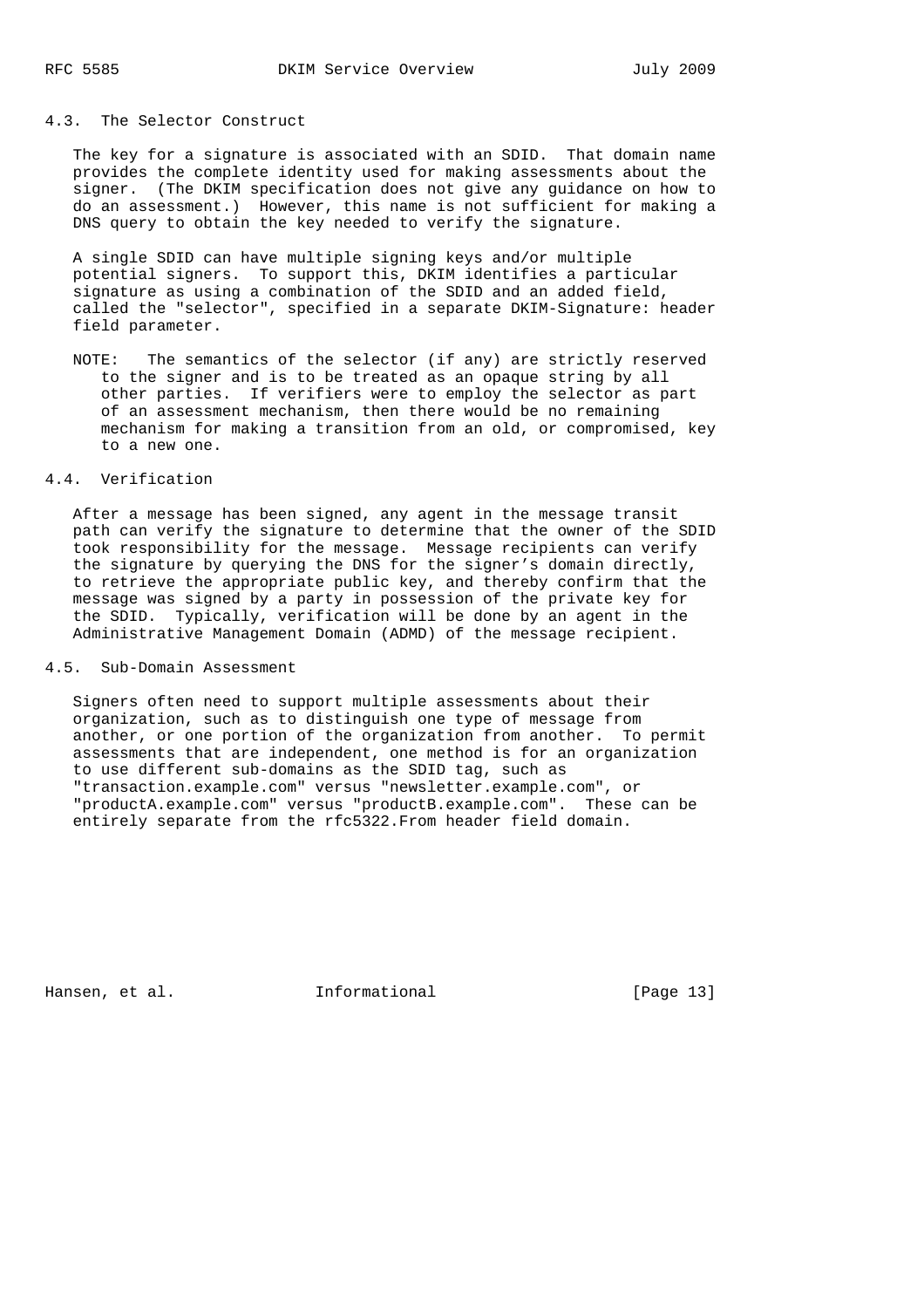### 4.3. The Selector Construct

The key for a signature is associated with an SDID. That domain name provides the complete identity used for making assessments about the signer. (The DKIM specification does not give any guidance on how to do an assessment.) However, this name is not sufficient for making a DNS query to obtain the key needed to verify the signature.

A single SDID can have multiple signing keys and/or multiple potential signers. To support this, DKIM identifies a particular signature as using a combination of the SDID and an added field, called the "selector", specified in a separate DKIM-Signature: header field parameter.

NOTE: The semantics of the selector (if any) are strictly reserved to the signer and is to be treated as an opaque string by all other parties. If verifiers were to employ the selector as part of an assessment mechanism, then there would be no remaining mechanism for making a transition from an old, or compromised, key to a new one.

### 4.4. Verification

After a message has been signed, any agent in the message transit path can verify the signature to determine that the owner of the SDID took responsibility for the message. Message recipients can verify the signature by querying the DNS for the signer's domain directly, to retrieve the appropriate public key, and thereby confirm that the message was signed by a party in possession of the private key for the SDID. Typically, verification will be done by an agent in the Administrative Management Domain (ADMD) of the message recipient.

### 4.5. Sub-Domain Assessment

Signers often need to support multiple assessments about their organization, such as to distinguish one type of message from another, or one portion of the organization from another. To permit assessments that are independent, one method is for an organization to use different sub-domains as the SDID tag, such as "transaction.example.com" versus "newsletter.example.com", or "productA.example.com" versus "productB.example.com". These can be entirely separate from the rfc5322.From header field domain.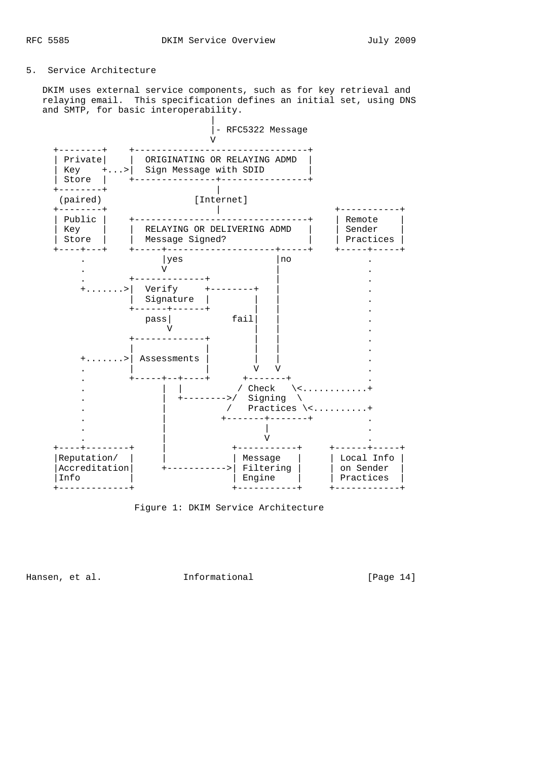## 5. Service Architecture

DKIM uses external service components, such as for key retrieval and relaying email. This specification defines an initial set, using DNS and SMTP, for basic interoperability.

```
                               |
                               |- RFC5322 Message
                               V
   +--------+    +--------------------------------+
   | Private|    |  ORIGINATING OR RELAYING ADMD  |
   | Key    +...>|  Sign Message with SDID        |
   | Store  |    +---------------+----------------+
   +--------+                    |
    (paired)                [Internet]
   +--------+                    |                   +-----------+
   | Public |    +--------------------------------+    | Remote    |
   | Key    |    |  RELAYING OR DELIVERING ADMD   |    | Sender    |
   | Store  |    |  Message Signed?               |    | Practices |
   +----+---+    +-----+--------------------+-----+    +-----+-----+
        .              |yes                 |no              .
        .              V                    |                .
        .        +-------------+            |                .
        +.......>|  Verify     +--------+   |                .
                 |  Signature  |        |   |                .
                 +------+------+        |   |                .
                    pass|           fail|   |                .
                        V               |   |                .
                 +-------------+        |   |                .
                 |             |        |   |                .
        +.......>| Assessments |        |   |                .
        .        |             |        V   V                .
        .        +-----+--+----+      +-------+              .
        .              |  |          / Check   \<...........+
        .              |  +-------->/  Signing  \
        .              |           /   Practices \<.........+
        .              |          +-------+-------+         .
        .              |                  |                 .
        .              |                  V                 .
   +----+--------+     |            +-----------+     +------+-----+
   |Reputation/  |     |            | Message   |     | Local Info |
   |Accreditation|     +----------->| Filtering |     | on Sender  |
   |Info         |                  | Engine    |     | Practices  |
   +-------------+                  +-----------+     +------------+
```

Figure 1: DKIM Service Architecture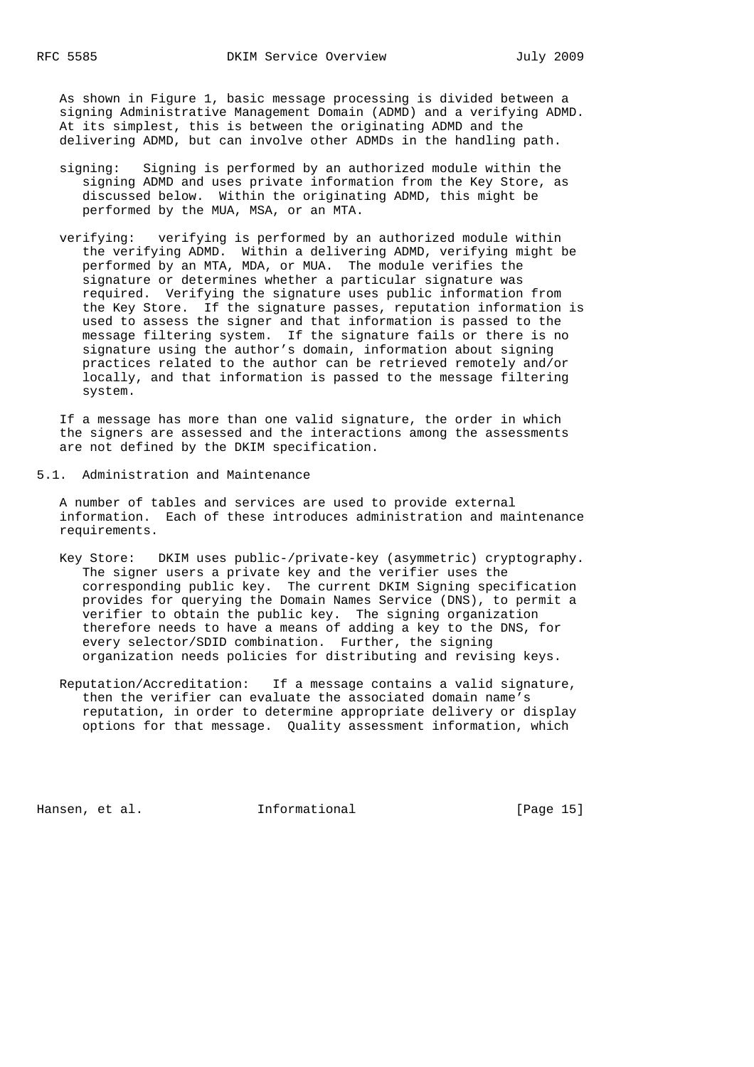As shown in Figure 1, basic message processing is divided between a signing Administrative Management Domain (ADMD) and a verifying ADMD. At its simplest, this is between the originating ADMD and the delivering ADMD, but can involve other ADMDs in the handling path.

signing: Signing is performed by an authorized module within the signing ADMD and uses private information from the Key Store, as discussed below. Within the originating ADMD, this might be performed by the MUA, MSA, or an MTA.

verifying: verifying is performed by an authorized module within the verifying ADMD. Within a delivering ADMD, verifying might be performed by an MTA, MDA, or MUA. The module verifies the signature or determines whether a particular signature was required. Verifying the signature uses public information from the Key Store. If the signature passes, reputation information is used to assess the signer and that information is passed to the message filtering system. If the signature fails or there is no signature using the author's domain, information about signing practices related to the author can be retrieved remotely and/or locally, and that information is passed to the message filtering system.

If a message has more than one valid signature, the order in which the signers are assessed and the interactions among the assessments are not defined by the DKIM specification.

## 5.1. Administration and Maintenance

A number of tables and services are used to provide external information. Each of these introduces administration and maintenance requirements.

Key Store: DKIM uses public-/private-key (asymmetric) cryptography. The signer users a private key and the verifier uses the corresponding public key. The current DKIM Signing specification provides for querying the Domain Names Service (DNS), to permit a verifier to obtain the public key. The signing organization therefore needs to have a means of adding a key to the DNS, for every selector/SDID combination. Further, the signing organization needs policies for distributing and revising keys.

Reputation/Accreditation: If a message contains a valid signature, then the verifier can evaluate the associated domain name's reputation, in order to determine appropriate delivery or display options for that message. Quality assessment information, which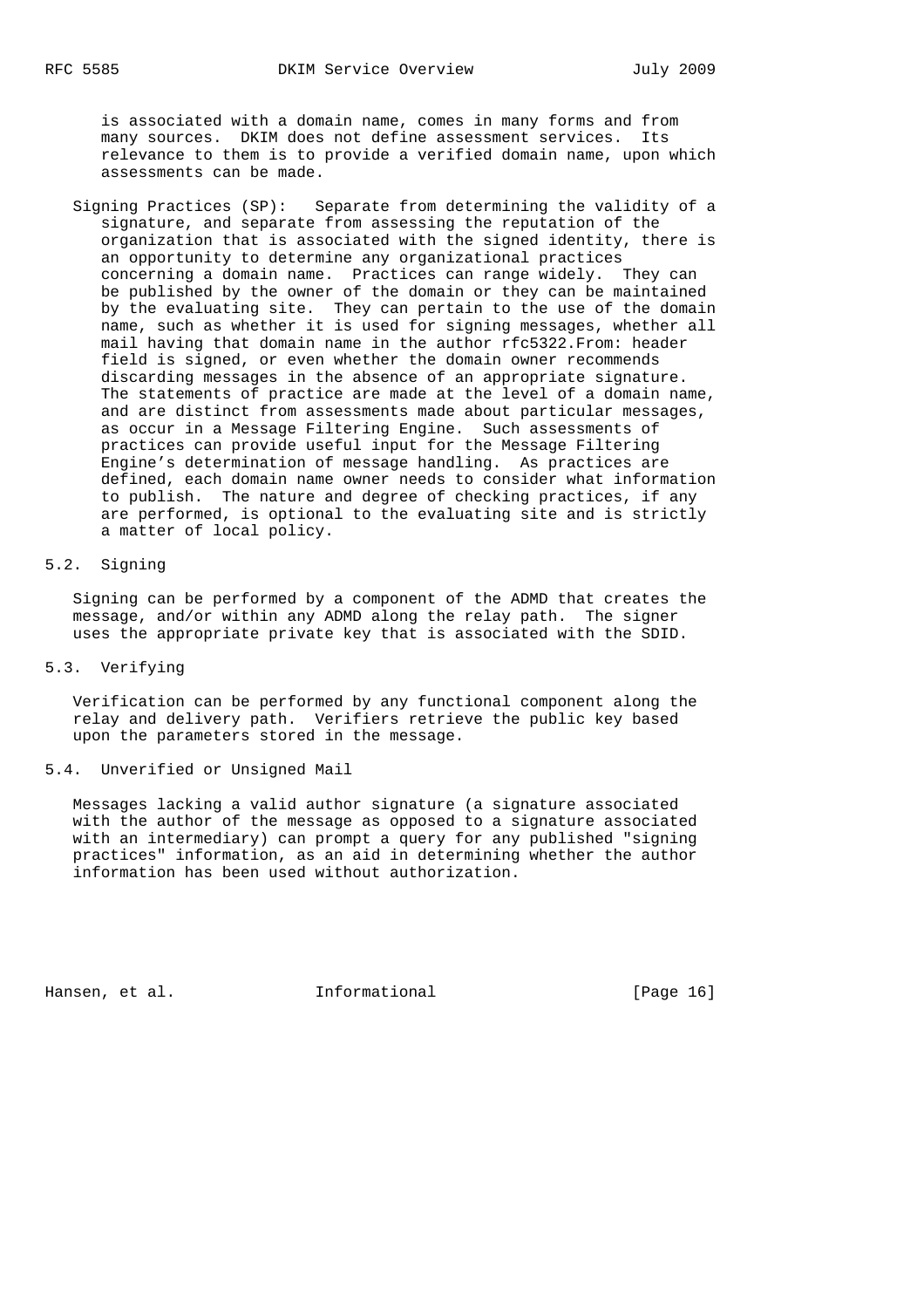is associated with a domain name, comes in many forms and from many sources. DKIM does not define assessment services. Its relevance to them is to provide a verified domain name, upon which assessments can be made.

Signing Practices (SP): Separate from determining the validity of a signature, and separate from assessing the reputation of the organization that is associated with the signed identity, there is an opportunity to determine any organizational practices concerning a domain name. Practices can range widely. They can be published by the owner of the domain or they can be maintained by the evaluating site. They can pertain to the use of the domain name, such as whether it is used for signing messages, whether all mail having that domain name in the author rfc5322.From: header field is signed, or even whether the domain owner recommends discarding messages in the absence of an appropriate signature. The statements of practice are made at the level of a domain name, and are distinct from assessments made about particular messages, as occur in a Message Filtering Engine. Such assessments of practices can provide useful input for the Message Filtering Engine's determination of message handling. As practices are defined, each domain name owner needs to consider what information to publish. The nature and degree of checking practices, if any are performed, is optional to the evaluating site and is strictly a matter of local policy.

## 5.2. Signing

Signing can be performed by a component of the ADMD that creates the message, and/or within any ADMD along the relay path. The signer uses the appropriate private key that is associated with the SDID.

## 5.3. Verifying

Verification can be performed by any functional component along the relay and delivery path. Verifiers retrieve the public key based upon the parameters stored in the message.

## 5.4. Unverified or Unsigned Mail

Messages lacking a valid author signature (a signature associated with the author of the message as opposed to a signature associated with an intermediary) can prompt a query for any published "signing practices" information, as an aid in determining whether the author information has been used without authorization.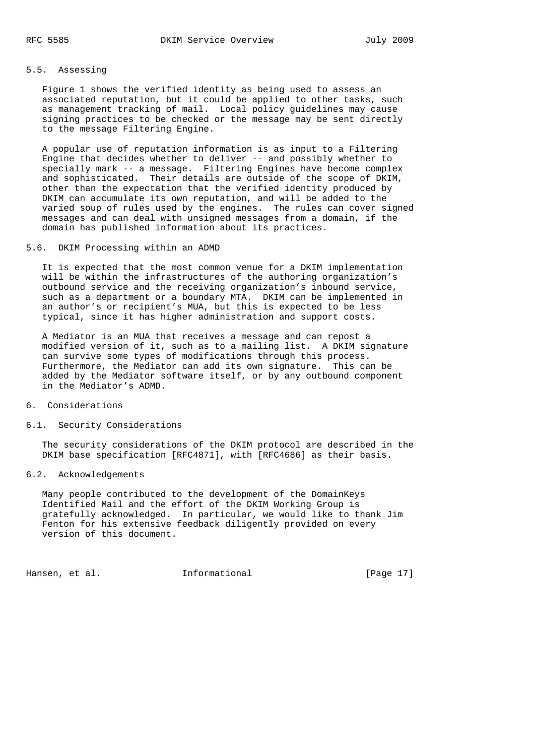### 5.5. Assessing

Figure 1 shows the verified identity as being used to assess an associated reputation, but it could be applied to other tasks, such as management tracking of mail. Local policy guidelines may cause signing practices to be checked or the message may be sent directly to the message Filtering Engine.

A popular use of reputation information is as input to a Filtering Engine that decides whether to deliver -- and possibly whether to specially mark -- a message. Filtering Engines have become complex and sophisticated. Their details are outside of the scope of DKIM, other than the expectation that the verified identity produced by DKIM can accumulate its own reputation, and will be added to the varied soup of rules used by the engines. The rules can cover signed messages and can deal with unsigned messages from a domain, if the domain has published information about its practices.

### 5.6. DKIM Processing within an ADMD

It is expected that the most common venue for a DKIM implementation will be within the infrastructures of the authoring organization's outbound service and the receiving organization's inbound service, such as a department or a boundary MTA. DKIM can be implemented in an author's or recipient's MUA, but this is expected to be less typical, since it has higher administration and support costs.

A Mediator is an MUA that receives a message and can repost a modified version of it, such as to a mailing list. A DKIM signature can survive some types of modifications through this process. Furthermore, the Mediator can add its own signature. This can be added by the Mediator software itself, or by any outbound component in the Mediator's ADMD.

## 6. Considerations

### 6.1. Security Considerations

The security considerations of the DKIM protocol are described in the DKIM base specification [RFC4871], with [RFC4686] as their basis.

### 6.2. Acknowledgements

Many people contributed to the development of the DomainKeys Identified Mail and the effort of the DKIM Working Group is gratefully acknowledged. In particular, we would like to thank Jim Fenton for his extensive feedback diligently provided on every version of this document.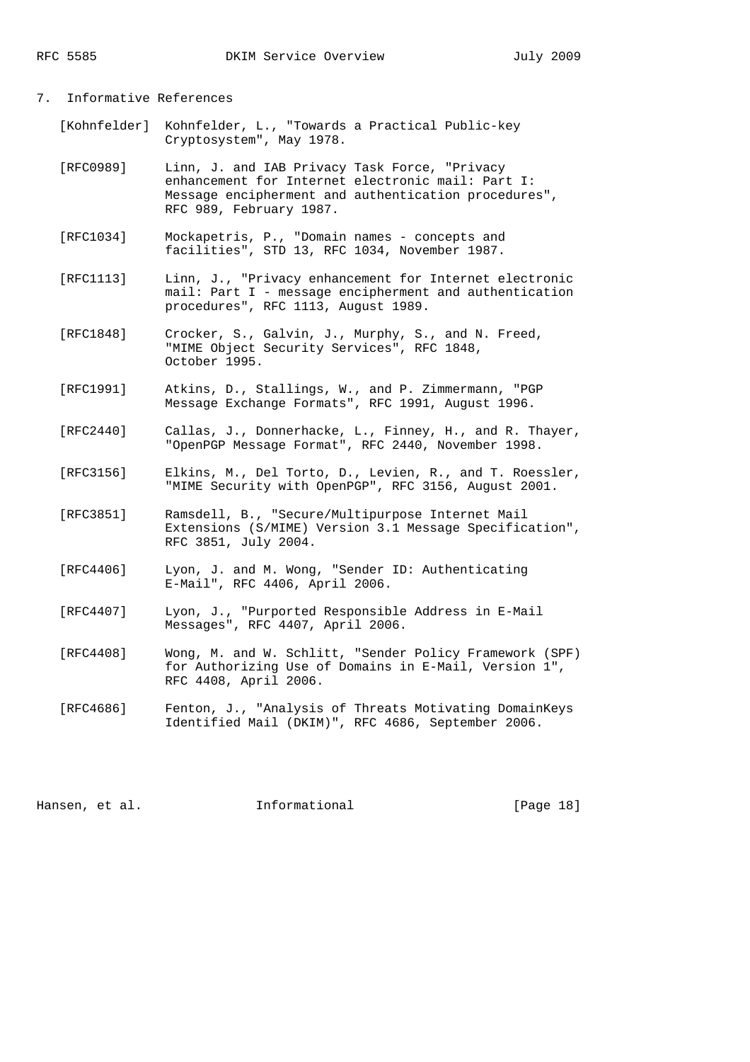## 7. Informative References

[Kohnfelder] Kohnfelder, L., "Towards a Practical Public-key Cryptosystem", May 1978.

[RFC0989] Linn, J. and IAB Privacy Task Force, "Privacy enhancement for Internet electronic mail: Part I: Message encipherment and authentication procedures", RFC 989, February 1987.

[RFC1034] Mockapetris, P., "Domain names - concepts and facilities", STD 13, RFC 1034, November 1987.

[RFC1113] Linn, J., "Privacy enhancement for Internet electronic mail: Part I - message encipherment and authentication procedures", RFC 1113, August 1989.

[RFC1848] Crocker, S., Galvin, J., Murphy, S., and N. Freed, "MIME Object Security Services", RFC 1848, October 1995.

[RFC1991] Atkins, D., Stallings, W., and P. Zimmermann, "PGP Message Exchange Formats", RFC 1991, August 1996.

[RFC2440] Callas, J., Donnerhacke, L., Finney, H., and R. Thayer, "OpenPGP Message Format", RFC 2440, November 1998.

[RFC3156] Elkins, M., Del Torto, D., Levien, R., and T. Roessler, "MIME Security with OpenPGP", RFC 3156, August 2001.

[RFC3851] Ramsdell, B., "Secure/Multipurpose Internet Mail Extensions (S/MIME) Version 3.1 Message Specification", RFC 3851, July 2004.

[RFC4406] Lyon, J. and M. Wong, "Sender ID: Authenticating E-Mail", RFC 4406, April 2006.

[RFC4407] Lyon, J., "Purported Responsible Address in E-Mail Messages", RFC 4407, April 2006.

[RFC4408] Wong, M. and W. Schlitt, "Sender Policy Framework (SPF) for Authorizing Use of Domains in E-Mail, Version 1", RFC 4408, April 2006.

[RFC4686] Fenton, J., "Analysis of Threats Motivating DomainKeys Identified Mail (DKIM)", RFC 4686, September 2006.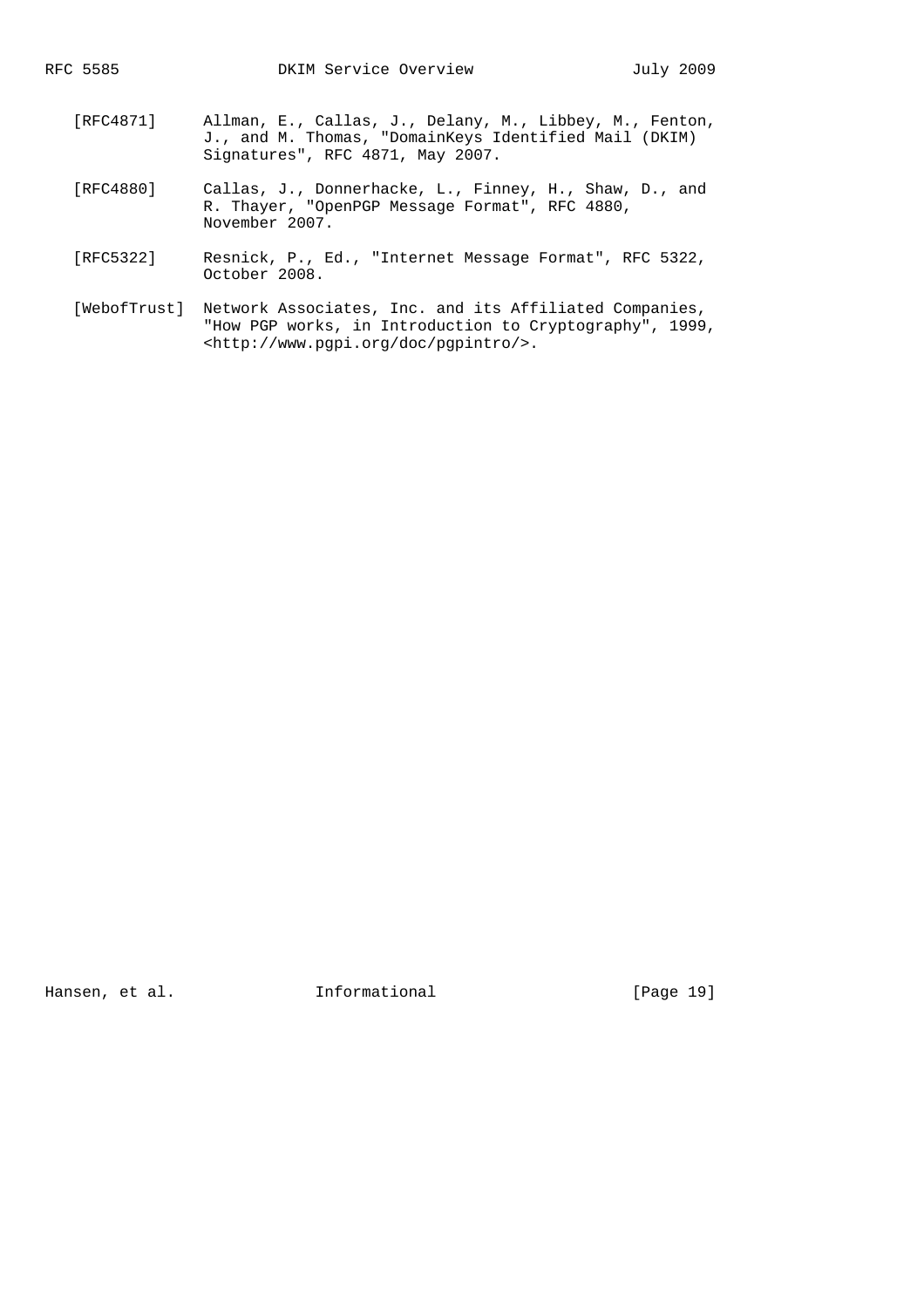[RFC4871] Allman, E., Callas, J., Delany, M., Libbey, M., Fenton, J., and M. Thomas, "DomainKeys Identified Mail (DKIM) Signatures", RFC 4871, May 2007.

[RFC4880] Callas, J., Donnerhacke, L., Finney, H., Shaw, D., and R. Thayer, "OpenPGP Message Format", RFC 4880, November 2007.

[RFC5322] Resnick, P., Ed., "Internet Message Format", RFC 5322, October 2008.

[WebofTrust] Network Associates, Inc. and its Affiliated Companies, "How PGP works, in Introduction to Cryptography", 1999, <http://www.pgpi.org/doc/pgpintro/>.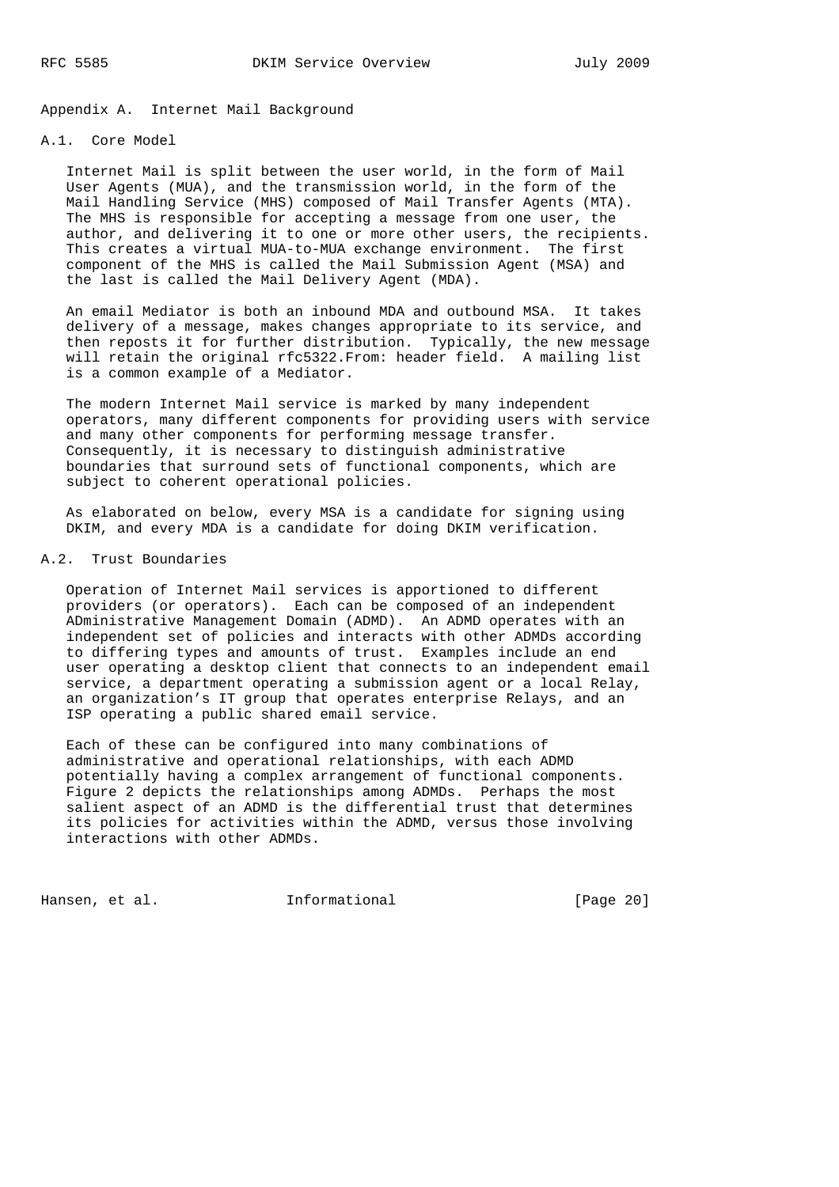# Appendix A. Internet Mail Background

## A.1. Core Model

Internet Mail is split between the user world, in the form of Mail User Agents (MUA), and the transmission world, in the form of the Mail Handling Service (MHS) composed of Mail Transfer Agents (MTA). The MHS is responsible for accepting a message from one user, the author, and delivering it to one or more other users, the recipients. This creates a virtual MUA-to-MUA exchange environment. The first component of the MHS is called the Mail Submission Agent (MSA) and the last is called the Mail Delivery Agent (MDA).

An email Mediator is both an inbound MDA and outbound MSA. It takes delivery of a message, makes changes appropriate to its service, and then reposts it for further distribution. Typically, the new message will retain the original rfc5322.From: header field. A mailing list is a common example of a Mediator.

The modern Internet Mail service is marked by many independent operators, many different components for providing users with service and many other components for performing message transfer. Consequently, it is necessary to distinguish administrative boundaries that surround sets of functional components, which are subject to coherent operational policies.

As elaborated on below, every MSA is a candidate for signing using DKIM, and every MDA is a candidate for doing DKIM verification.

## A.2. Trust Boundaries

Operation of Internet Mail services is apportioned to different providers (or operators). Each can be composed of an independent ADministrative Management Domain (ADMD). An ADMD operates with an independent set of policies and interacts with other ADMDs according to differing types and amounts of trust. Examples include an end user operating a desktop client that connects to an independent email service, a department operating a submission agent or a local Relay, an organization's IT group that operates enterprise Relays, and an ISP operating a public shared email service.

Each of these can be configured into many combinations of administrative and operational relationships, with each ADMD potentially having a complex arrangement of functional components. Figure 2 depicts the relationships among ADMDs. Perhaps the most salient aspect of an ADMD is the differential trust that determines its policies for activities within the ADMD, versus those involving interactions with other ADMDs.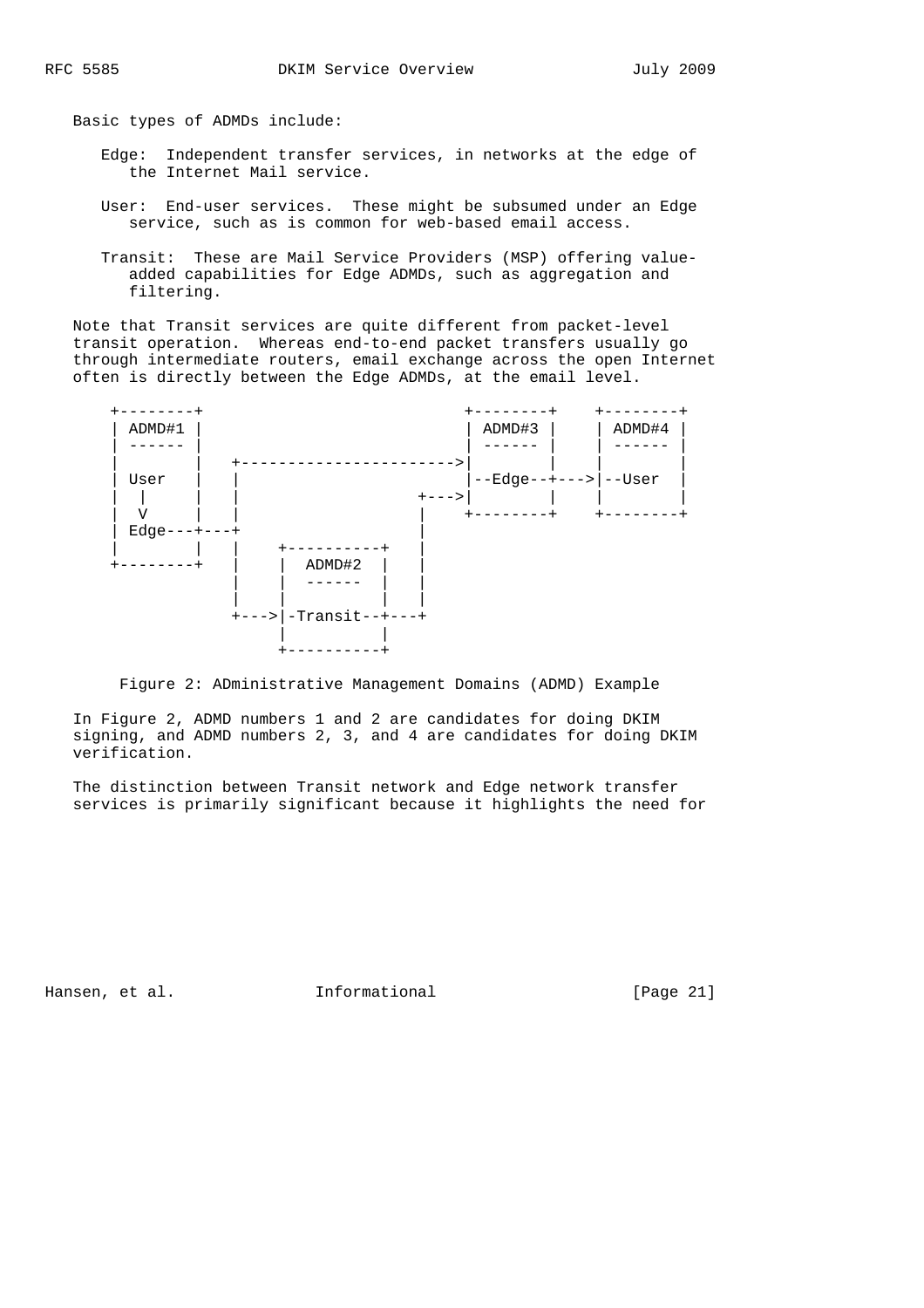Basic types of ADMDs include:

Edge: Independent transfer services, in networks at the edge of the Internet Mail service.

User: End-user services. These might be subsumed under an Edge service, such as is common for web-based email access.

Transit: These are Mail Service Providers (MSP) offering value-added capabilities for Edge ADMDs, such as aggregation and filtering.

Note that Transit services are quite different from packet-level transit operation. Whereas end-to-end packet transfers usually go through intermediate routers, email exchange across the open Internet often is directly between the Edge ADMDs, at the email level.

```
   +--------+                        +--------+    +--------+
   | ADMD#1 |                        | ADMD#3 |    | ADMD#4 |
   | ------ |                        | ------ |    | ------ |
   |        |   +----------------------->|        |    |        |
   | User   |   |                        |--Edge--+--->|--User  |
   |   |    |   |                   +--->|        |    |        |
   |   V    |   |                   |    +--------+    +--------+
   | Edge---+---+                   |
   |        |   |    +----------+   |
   +--------+   |    |  ADMD#2  |   |
                |    |  ------  |   |
                |    |          |   |
                +--->|-Transit--+---+
                     |          |
                     +----------+
```

Figure 2: ADministrative Management Domains (ADMD) Example

In Figure 2, ADMD numbers 1 and 2 are candidates for doing DKIM signing, and ADMD numbers 2, 3, and 4 are candidates for doing DKIM verification.

The distinction between Transit network and Edge network transfer services is primarily significant because it highlights the need for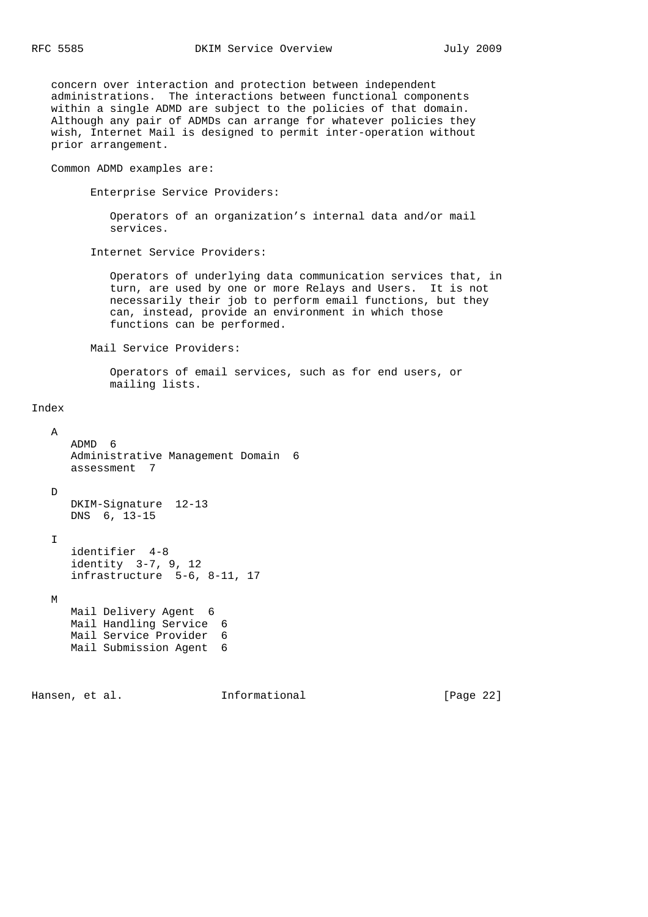concern over interaction and protection between independent administrations. The interactions between functional components within a single ADMD are subject to the policies of that domain. Although any pair of ADMDs can arrange for whatever policies they wish, Internet Mail is designed to permit inter-operation without prior arrangement.

Common ADMD examples are:

Enterprise Service Providers:

> Operators of an organization's internal data and/or mail services.

Internet Service Providers:

> Operators of underlying data communication services that, in turn, are used by one or more Relays and Users. It is not necessarily their job to perform email functions, but they can, instead, provide an environment in which those functions can be performed.

Mail Service Providers:

> Operators of email services, such as for end users, or mailing lists.

# Index

A

- ADMD 6
- Administrative Management Domain 6
- assessment 7

D

- DKIM-Signature 12-13
- DNS 6, 13-15

I

- identifier 4-8
- identity 3-7, 9, 12
- infrastructure 5-6, 8-11, 17

M

- Mail Delivery Agent 6
- Mail Handling Service 6
- Mail Service Provider 6
- Mail Submission Agent 6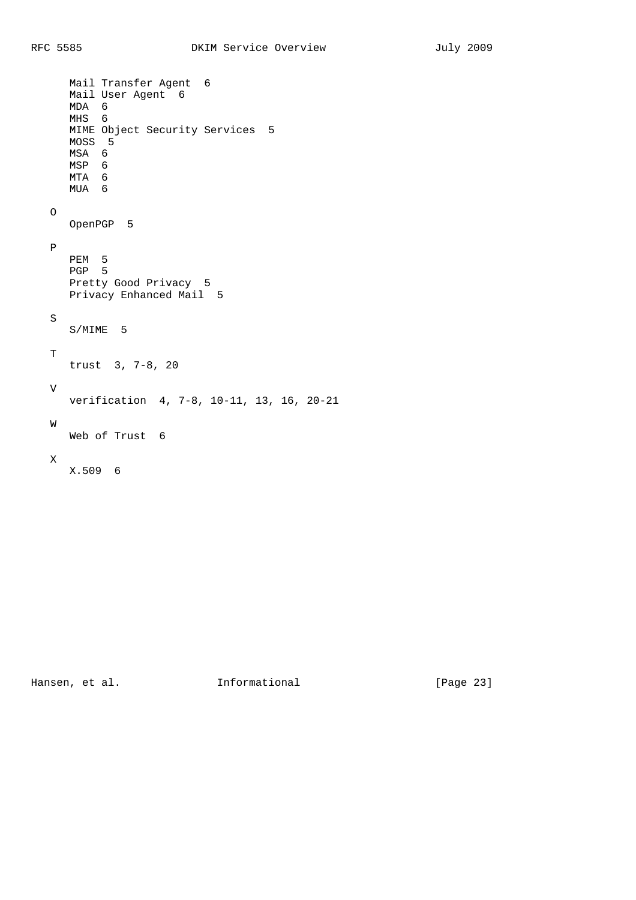Mail Transfer Agent  6
Mail User Agent  6
MDA  6
MHS  6
MIME Object Security Services  5
MOSS  5
MSA  6
MSP  6
MTA  6
MUA  6

O

OpenPGP  5

P

PEM  5
PGP  5
Pretty Good Privacy  5
Privacy Enhanced Mail  5

S

S/MIME  5

T

trust  3, 7-8, 20

V

verification  4, 7-8, 10-11, 13, 16, 20-21

W

Web of Trust  6

X

X.509  6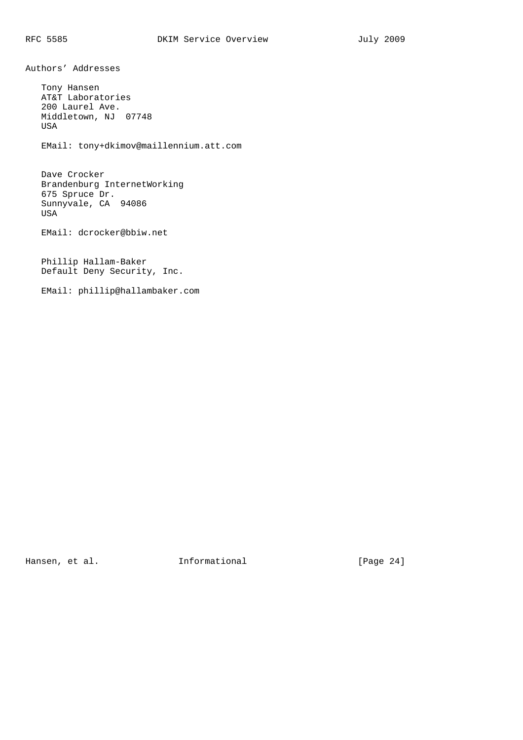# Authors' Addresses

Tony Hansen
AT&T Laboratories
200 Laurel Ave.
Middletown, NJ  07748
USA

EMail: tony+dkimov@maillennium.att.com

Dave Crocker
Brandenburg InternetWorking
675 Spruce Dr.
Sunnyvale, CA  94086
USA

EMail: dcrocker@bbiw.net

Phillip Hallam-Baker
Default Deny Security, Inc.

EMail: phillip@hallambaker.com